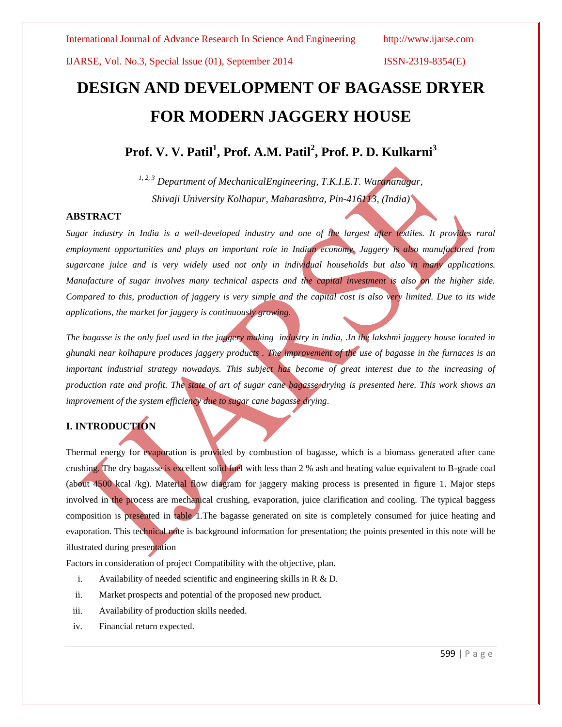# DESIGN AND DEVELOPMENT OF BAGASSE DRYER FOR MODERN JAGGERY HOUSE

**Prof. V. V. Patil[1], Prof. A.M. Patil[2], Prof. P. D. Kulkarni[3]**

*[1, 2, 3] Department of MechanicalEngineering, T.K.I.E.T. Warananagar, Shivaji University Kolhapur, Maharashtra, Pin-416113, (India)*

## ABSTRACT

*Sugar industry in India is a well-developed industry and one of the largest after textiles. It provides rural employment opportunities and plays an important role in Indian economy. Jaggery is also manufactured from sugarcane juice and is very widely used not only in individual households but also in many applications. Manufacture of sugar involves many technical aspects and the capital investment is also on the higher side. Compared to this, production of jaggery is very simple and the capital cost is also very limited. Due to its wide applications, the market for jaggery is continuously growing.*

*The bagasse is the only fuel used in the jaggery making industry in india, .In the lakshmi jaggery house located in ghunaki near kolhapure produces jaggery products . The improvement of the use of bagasse in the furnaces is an important industrial strategy nowadays. This subject has become of great interest due to the increasing of production rate and profit. The state of art of sugar cane bagasse drying is presented here. This work shows an improvement of the system efficiency due to sugar cane bagasse drying.*

## I. INTRODUCTION

Thermal energy for evaporation is provided by combustion of bagasse, which is a biomass generated after cane crushing. The dry bagasse is excellent solid fuel with less than 2 % ash and heating value equivalent to B-grade coal (about 4500 kcal /kg). Material flow diagram for jaggery making process is presented in figure 1. Major steps involved in the process are mechanical crushing, evaporation, juice clarification and cooling. The typical baggess composition is presented in table 1.The bagasse generated on site is completely consumed for juice heating and evaporation. This technical note is background information for presentation; the points presented in this note will be illustrated during presentation

Factors in consideration of project Compatibility with the objective, plan.

i. Availability of needed scientific and engineering skills in R & D.
ii. Market prospects and potential of the proposed new product.
iii. Availability of production skills needed.
iv. Financial return expected.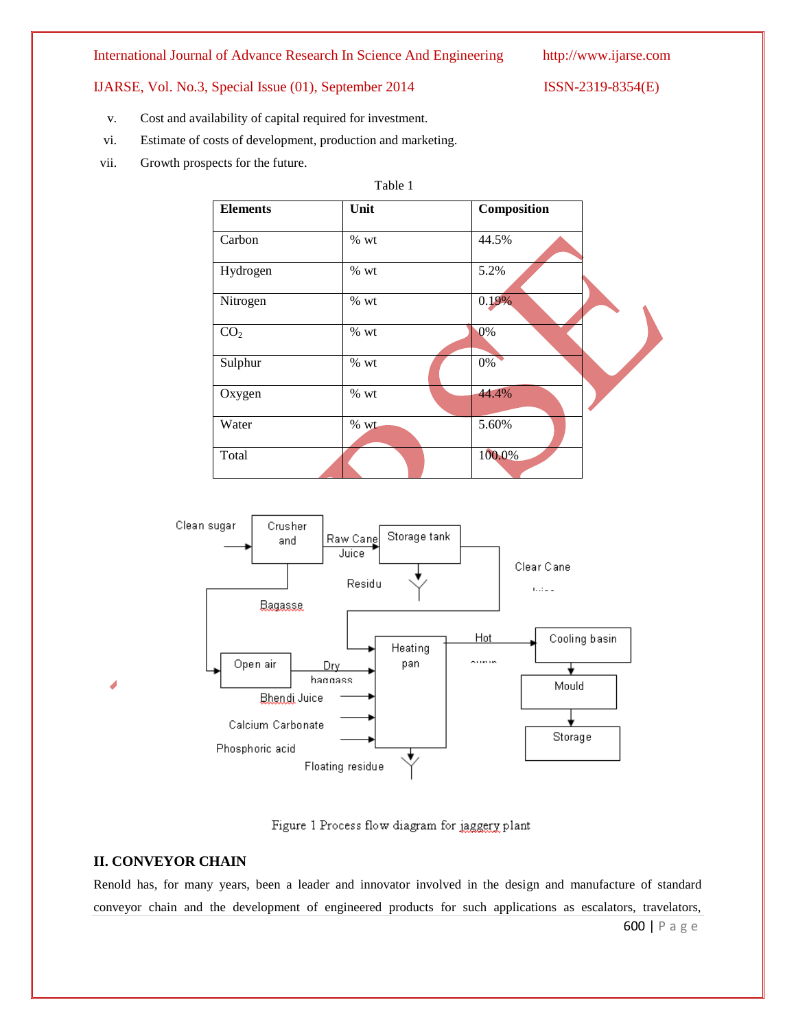v. Cost and availability of capital required for investment.

vi. Estimate of costs of development, production and marketing.

vii. Growth prospects for the future.

Table 1

| Elements | Unit | Composition |
|---|---|---|
| Carbon | % wt | 44.5% |
| Hydrogen | % wt | 5.2% |
| Nitrogen | % wt | 0.19% |
| $CO_2$ | % wt | 0% |
| Sulphur | % wt | 0% |
| Oxygen | % wt | 44.4% |
| Water | % wt | 5.60% |
| Total | | 100.0% |

Clean sugar → Crusher and → Raw Cane Juice → Storage tank → Residu; Clear Cane Juice; Bagasse → Open air → Dry baggass → Heating pan; Bhendi Juice; Calcium Carbonate; Phosphoric acid; Floating residue; Hot syrup → Cooling basin → Mould → Storage

Figure 1 Process flow diagram for jaggery plant

## II. CONVEYOR CHAIN

Renold has, for many years, been a leader and innovator involved in the design and manufacture of standard conveyor chain and the development of engineered products for such applications as escalators, travelators,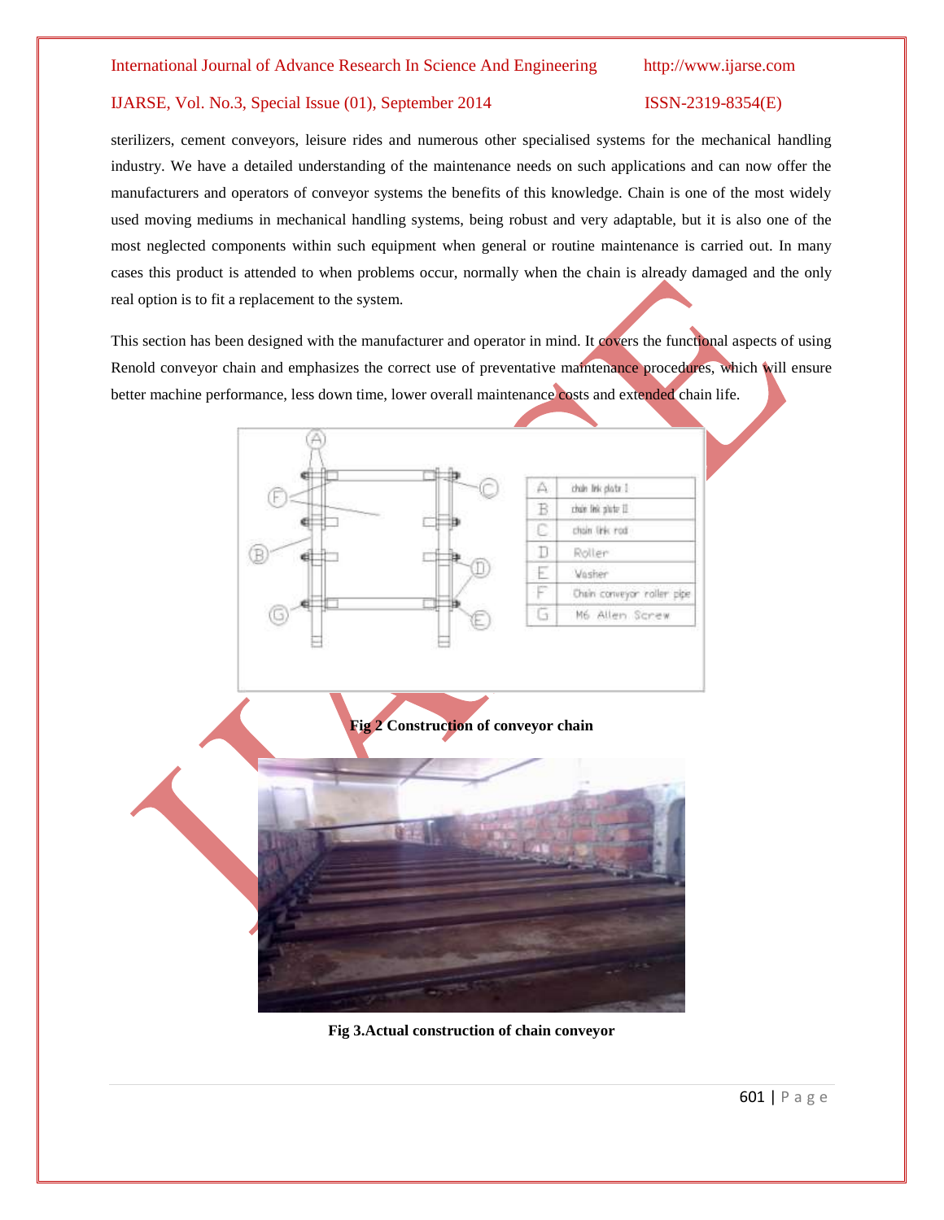sterilizers, cement conveyors, leisure rides and numerous other specialised systems for the mechanical handling industry. We have a detailed understanding of the maintenance needs on such applications and can now offer the manufacturers and operators of conveyor systems the benefits of this knowledge. Chain is one of the most widely used moving mediums in mechanical handling systems, being robust and very adaptable, but it is also one of the most neglected components within such equipment when general or routine maintenance is carried out. In many cases this product is attended to when problems occur, normally when the chain is already damaged and the only real option is to fit a replacement to the system.

This section has been designed with the manufacturer and operator in mind. It covers the functional aspects of using Renold conveyor chain and emphasizes the correct use of preventative maintenance procedures, which will ensure better machine performance, less down time, lower overall maintenance costs and extended chain life.

| | |
|---|---|
| A | chain link plate I |
| B | chain link plate II |
| C | chain link rod |
| D | Roller |
| E | Washer |
| F | Chain conveyor roller pipe |
| G | M6 Allen Screw |

**Fig 2 Construction of conveyor chain**

**Fig 3.Actual construction of chain conveyor**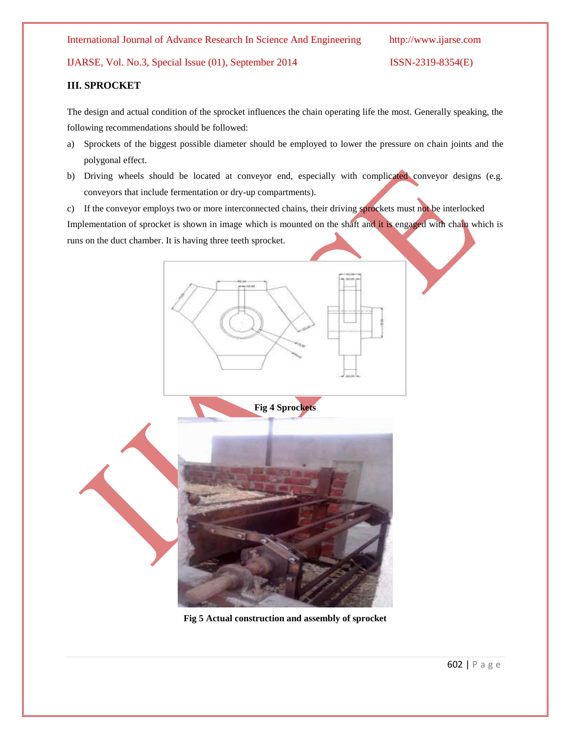### III. SPROCKET

The design and actual condition of the sprocket influences the chain operating life the most. Generally speaking, the following recommendations should be followed:

a) Sprockets of the biggest possible diameter should be employed to lower the pressure on chain joints and the polygonal effect.

b) Driving wheels should be located at conveyor end, especially with complicated conveyor designs (e.g. conveyors that include fermentation or dry-up compartments).

c) If the conveyor employs two or more interconnected chains, their driving sprockets must not be interlocked

Implementation of sprocket is shown in image which is mounted on the shaft and it is engaged with chain which is runs on the duct chamber. It is having three teeth sprocket.

**Fig 4 Sprockets**

**Fig 5 Actual construction and assembly of sprocket**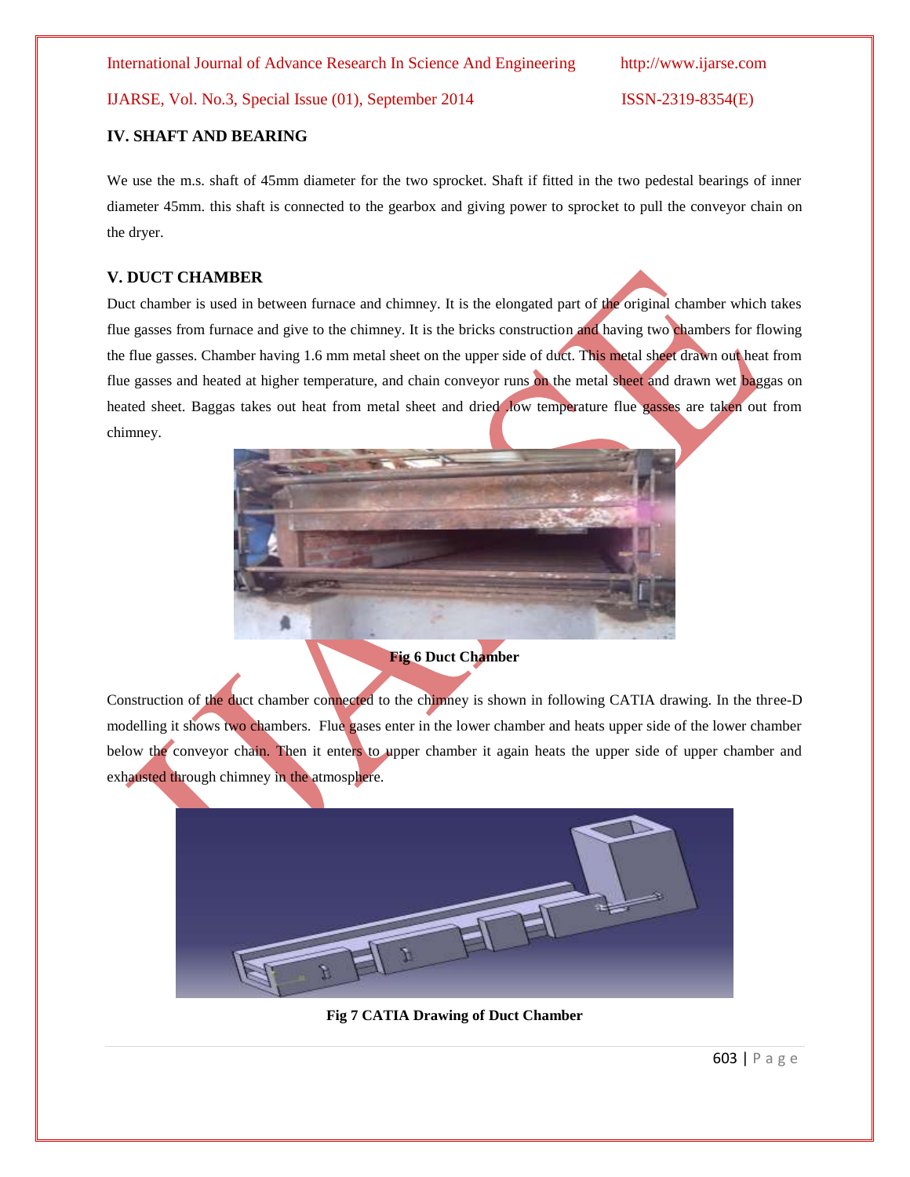## IV. SHAFT AND BEARING

We use the m.s. shaft of 45mm diameter for the two sprocket. Shaft if fitted in the two pedestal bearings of inner diameter 45mm. this shaft is connected to the gearbox and giving power to sprocket to pull the conveyor chain on the dryer.

## V. DUCT CHAMBER

Duct chamber is used in between furnace and chimney. It is the elongated part of the original chamber which takes flue gasses from furnace and give to the chimney. It is the bricks construction and having two chambers for flowing the flue gasses. Chamber having 1.6 mm metal sheet on the upper side of duct. This metal sheet drawn out heat from flue gasses and heated at higher temperature, and chain conveyor runs on the metal sheet and drawn wet baggas on heated sheet. Baggas takes out heat from metal sheet and dried .low temperature flue gasses are taken out from chimney.

**Fig 6 Duct Chamber**

Construction of the duct chamber connected to the chimney is shown in following CATIA drawing. In the three-D modelling it shows two chambers. Flue gases enter in the lower chamber and heats upper side of the lower chamber below the conveyor chain. Then it enters to upper chamber it again heats the upper side of upper chamber and exhausted through chimney in the atmosphere.

**Fig 7 CATIA Drawing of Duct Chamber**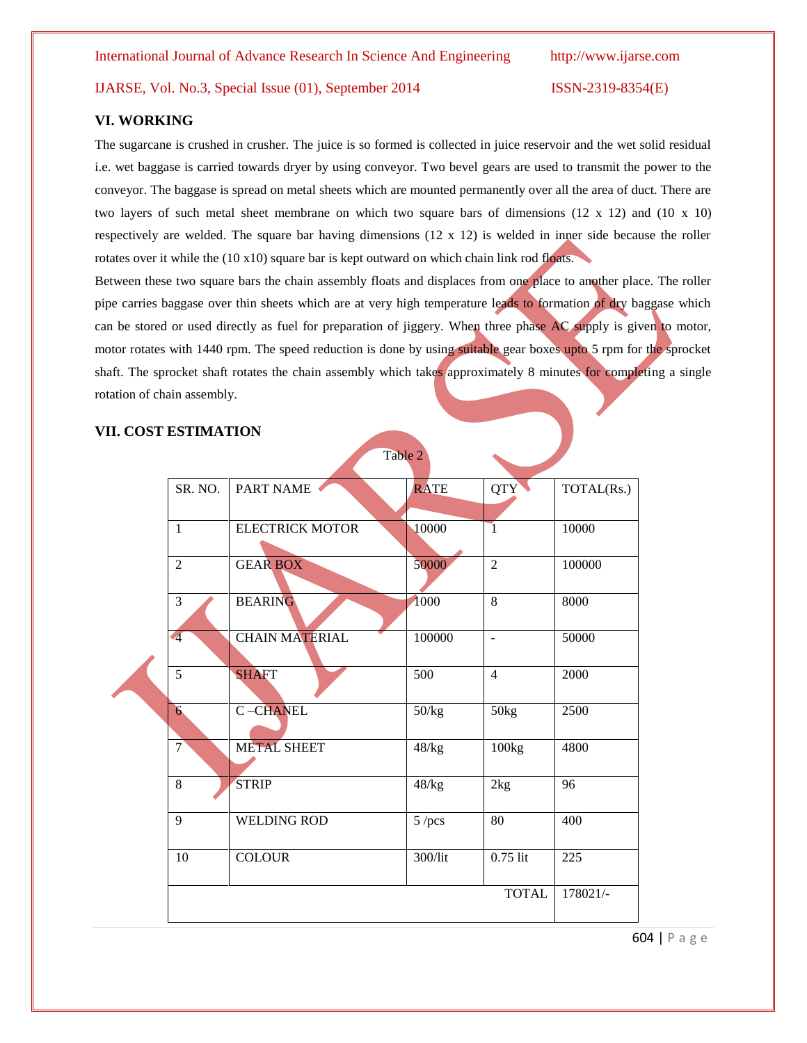## VI. WORKING

The sugarcane is crushed in crusher. The juice is so formed is collected in juice reservoir and the wet solid residual i.e. wet baggase is carried towards dryer by using conveyor. Two bevel gears are used to transmit the power to the conveyor. The baggase is spread on metal sheets which are mounted permanently over all the area of duct. There are two layers of such metal sheet membrane on which two square bars of dimensions (12 x 12) and (10 x 10) respectively are welded. The square bar having dimensions (12 x 12) is welded in inner side because the roller rotates over it while the (10 x10) square bar is kept outward on which chain link rod floats.

Between these two square bars the chain assembly floats and displaces from one place to another place. The roller pipe carries baggase over thin sheets which are at very high temperature leads to formation of dry baggase which can be stored or used directly as fuel for preparation of jiggery. When three phase AC supply is given to motor, motor rotates with 1440 rpm. The speed reduction is done by using suitable gear boxes upto 5 rpm for the sprocket shaft. The sprocket shaft rotates the chain assembly which takes approximately 8 minutes for completing a single rotation of chain assembly.

## VII. COST ESTIMATION

Table 2

| SR. NO. | PART NAME | RATE | QTY | TOTAL(Rs.) |
|---|---|---|---|---|
| 1 | ELECTRICK MOTOR | 10000 | 1 | 10000 |
| 2 | GEAR BOX | 50000 | 2 | 100000 |
| 3 | BEARING | 1000 | 8 | 8000 |
| 4 | CHAIN MATERIAL | 100000 | - | 50000 |
| 5 | SHAFT | 500 | 4 | 2000 |
| 6 | C –CHANEL | 50/kg | 50kg | 2500 |
| 7 | METAL SHEET | 48/kg | 100kg | 4800 |
| 8 | STRIP | 48/kg | 2kg | 96 |
| 9 | WELDING ROD | 5 /pcs | 80 | 400 |
| 10 | COLOUR | 300/lit | 0.75 lit | 225 |
| | | | TOTAL | 178021/- |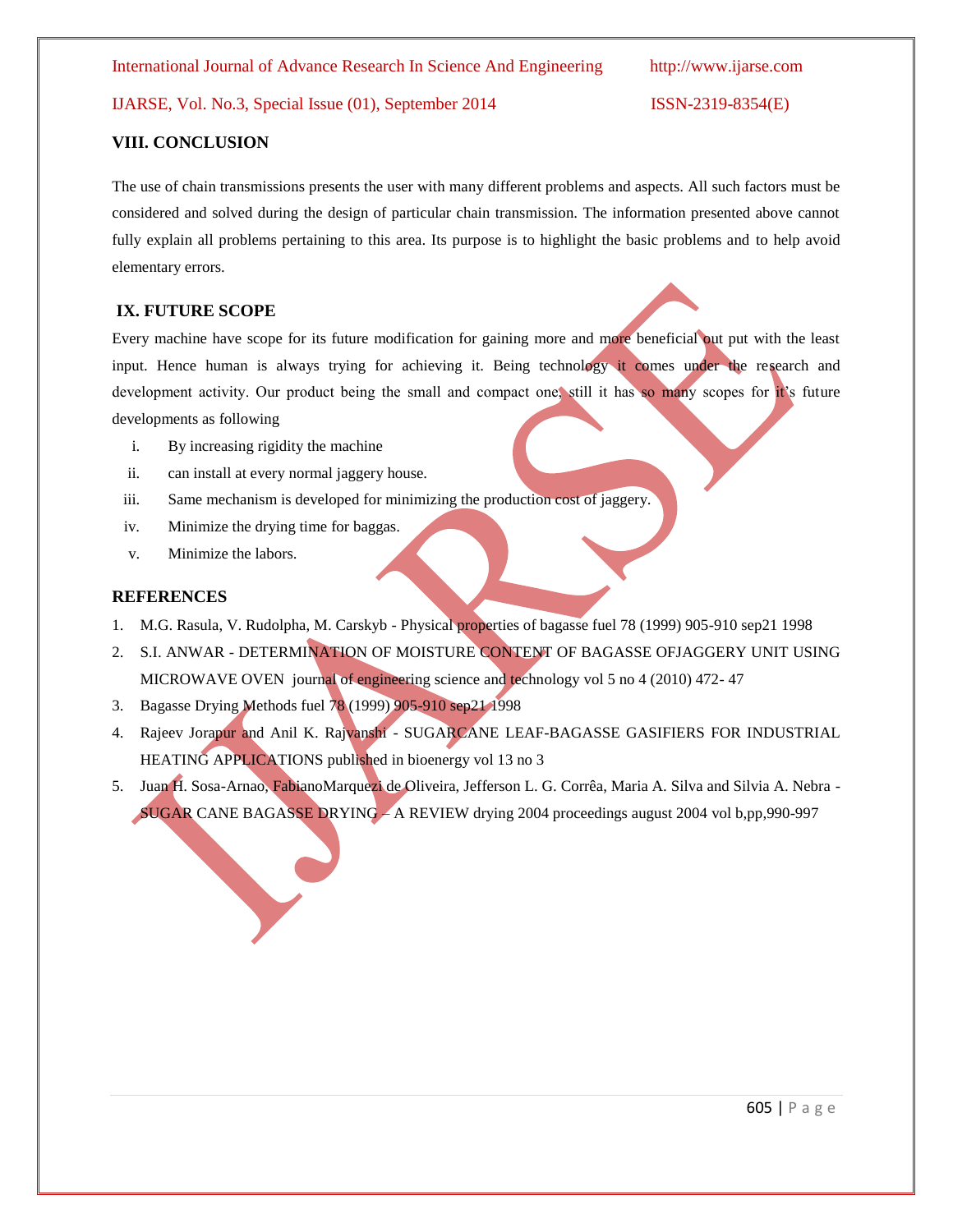## VIII. CONCLUSION

The use of chain transmissions presents the user with many different problems and aspects. All such factors must be considered and solved during the design of particular chain transmission. The information presented above cannot fully explain all problems pertaining to this area. Its purpose is to highlight the basic problems and to help avoid elementary errors.

## IX. FUTURE SCOPE

Every machine have scope for its future modification for gaining more and more beneficial out put with the least input. Hence human is always trying for achieving it. Being technology it comes under the research and development activity. Our product being the small and compact one, still it has so many scopes for it's future developments as following

i. By increasing rigidity the machine
ii. can install at every normal jaggery house.
iii. Same mechanism is developed for minimizing the production cost of jaggery.
iv. Minimize the drying time for baggas.
v. Minimize the labors.

## REFERENCES

1. M.G. Rasula, V. Rudolpha, M. Carskyb - Physical properties of bagasse fuel 78 (1999) 905-910 sep21 1998
2. S.I. ANWAR - DETERMINATION OF MOISTURE CONTENT OF BAGASSE OFJAGGERY UNIT USING MICROWAVE OVEN journal of engineering science and technology vol 5 no 4 (2010) 472- 47
3. Bagasse Drying Methods fuel 78 (1999) 905-910 sep21 1998
4. Rajeev Jorapur and Anil K. Rajvanshi - SUGARCANE LEAF-BAGASSE GASIFIERS FOR INDUSTRIAL HEATING APPLICATIONS published in bioenergy vol 13 no 3
5. Juan H. Sosa-Arnao, FabianoMarquezi de Oliveira, Jefferson L. G. Corrêa, Maria A. Silva and Silvia A. Nebra - SUGAR CANE BAGASSE DRYING – A REVIEW drying 2004 proceedings august 2004 vol b,pp,990-997